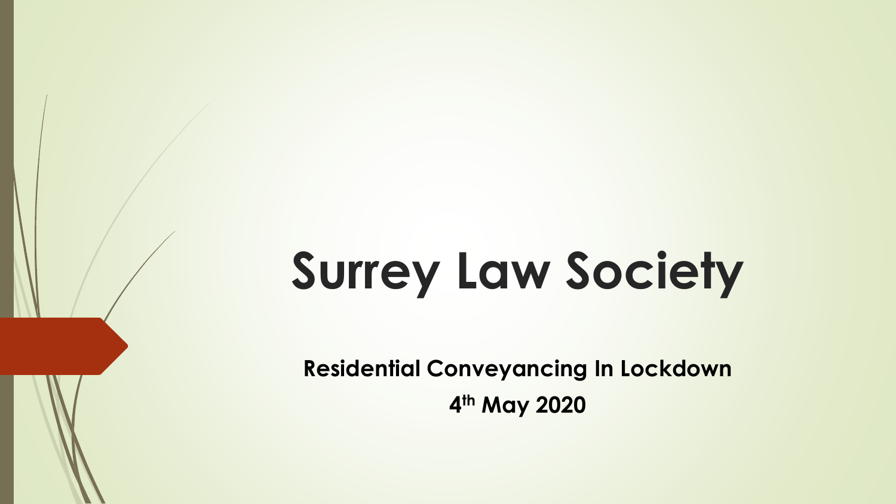# Surrey Law Society

**Residential Conveyancing In Lockdown**

**4th May 2020**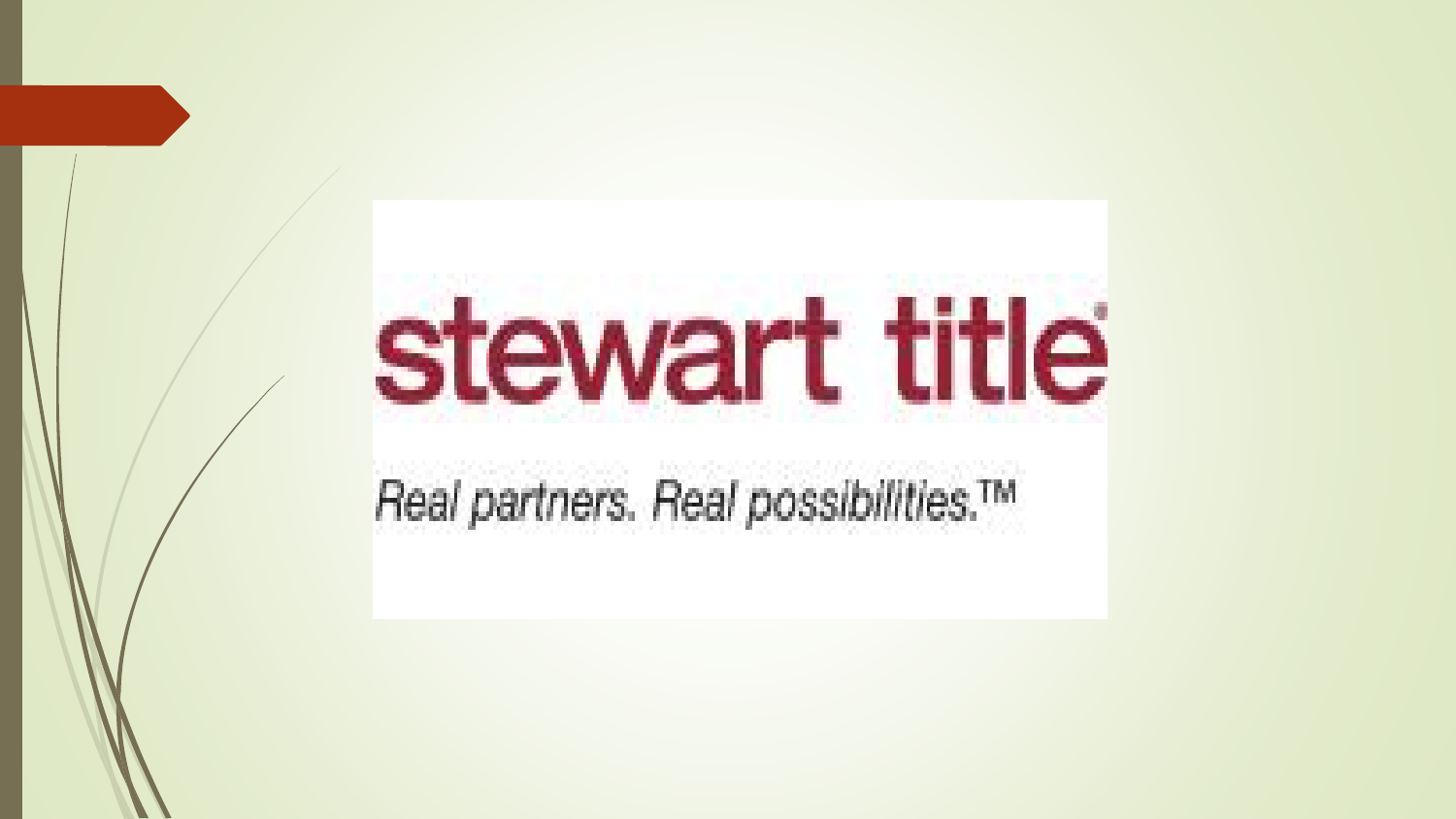stewart title®

*Real partners. Real possibilities.™*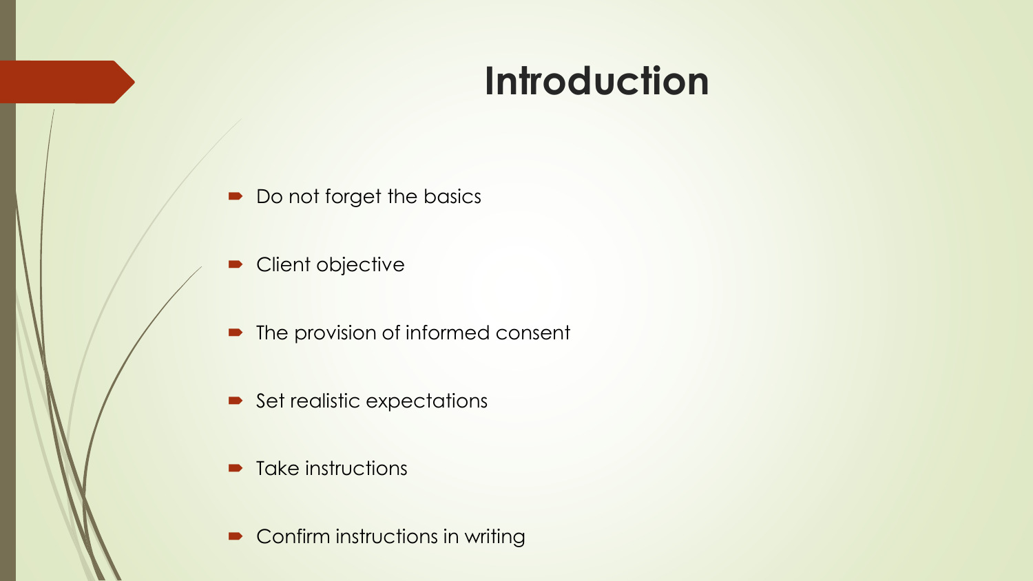# Introduction

- Do not forget the basics
- Client objective
- The provision of informed consent
- Set realistic expectations
- Take instructions
- Confirm instructions in writing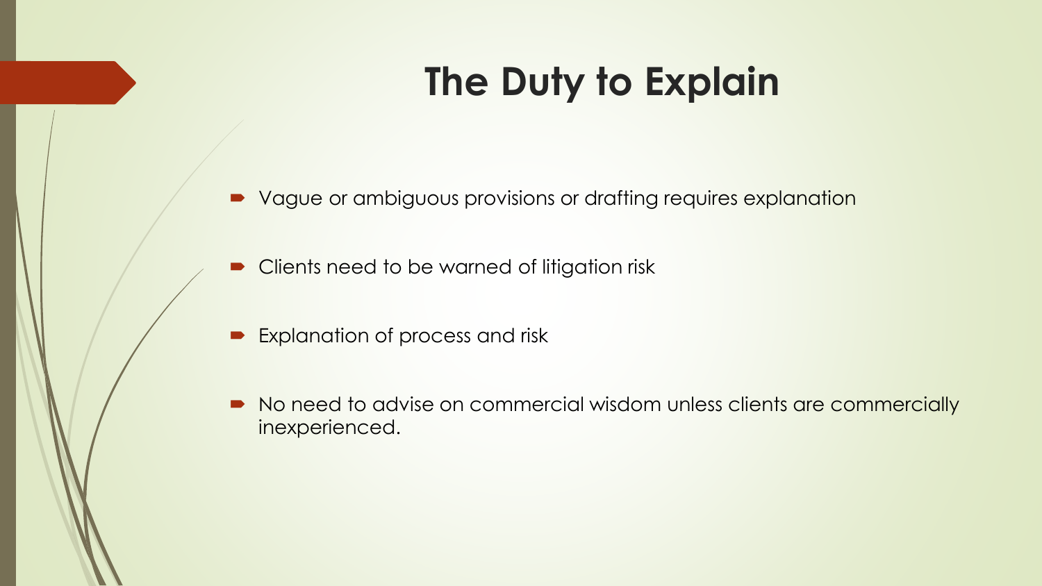# The Duty to Explain

- Vague or ambiguous provisions or drafting requires explanation
- Clients need to be warned of litigation risk
- Explanation of process and risk
- No need to advise on commercial wisdom unless clients are commercially inexperienced.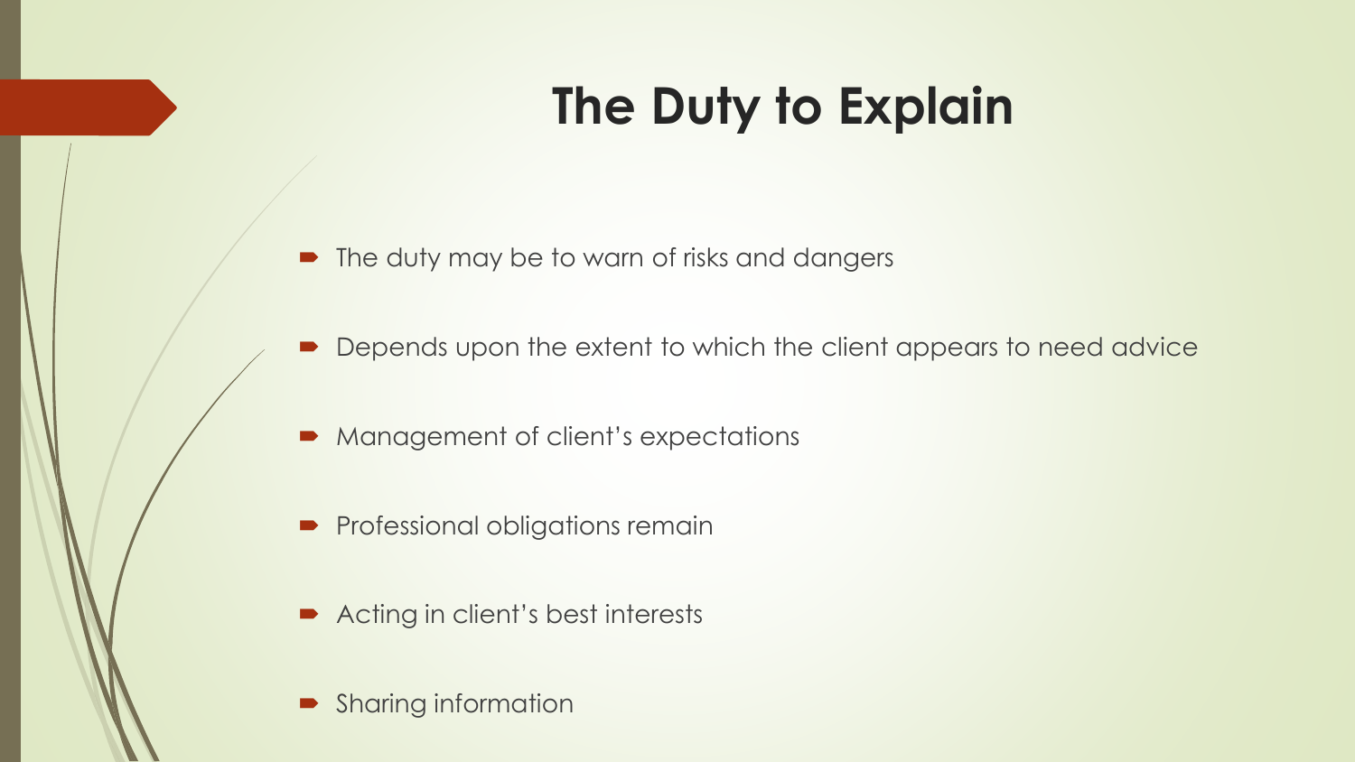# The Duty to Explain

- The duty may be to warn of risks and dangers
- Depends upon the extent to which the client appears to need advice
- Management of client's expectations
- Professional obligations remain
- Acting in client's best interests
- Sharing information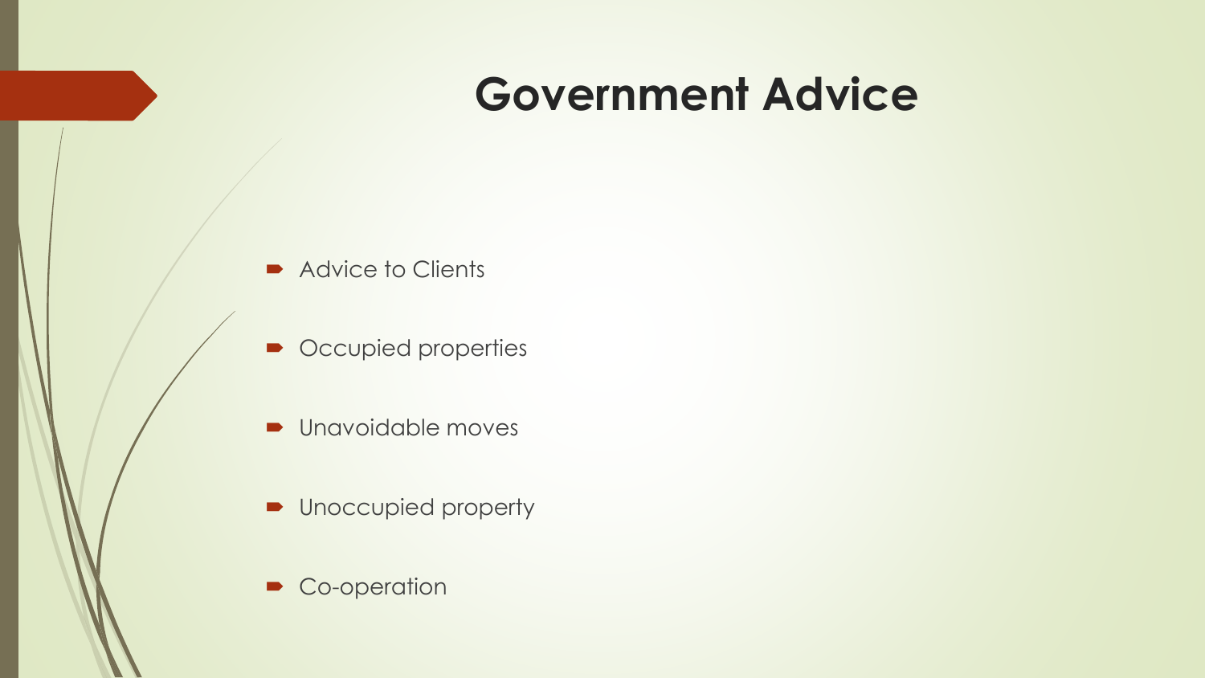# Government Advice

- Advice to Clients
- Occupied properties
- Unavoidable moves
- Unoccupied property
- Co-operation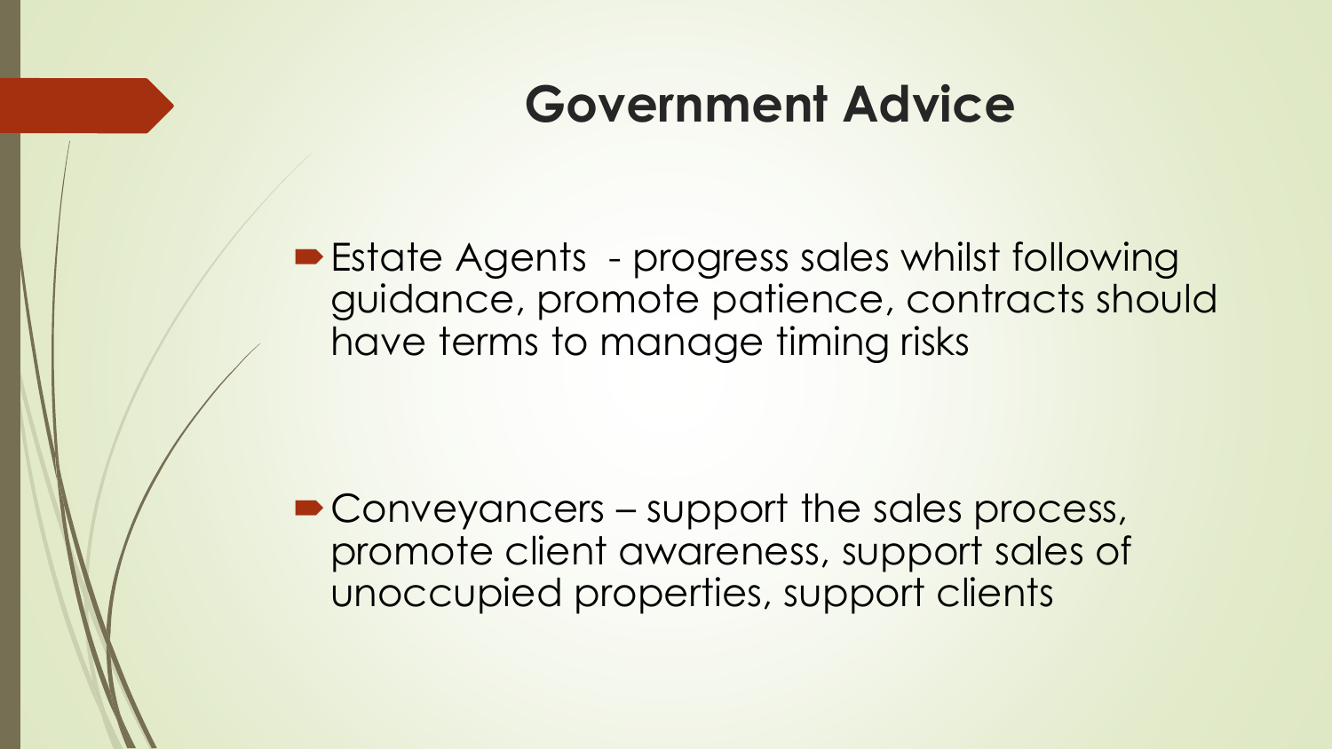# Government Advice

- Estate Agents - progress sales whilst following guidance, promote patience, contracts should have terms to manage timing risks

- Conveyancers – support the sales process, promote client awareness, support sales of unoccupied properties, support clients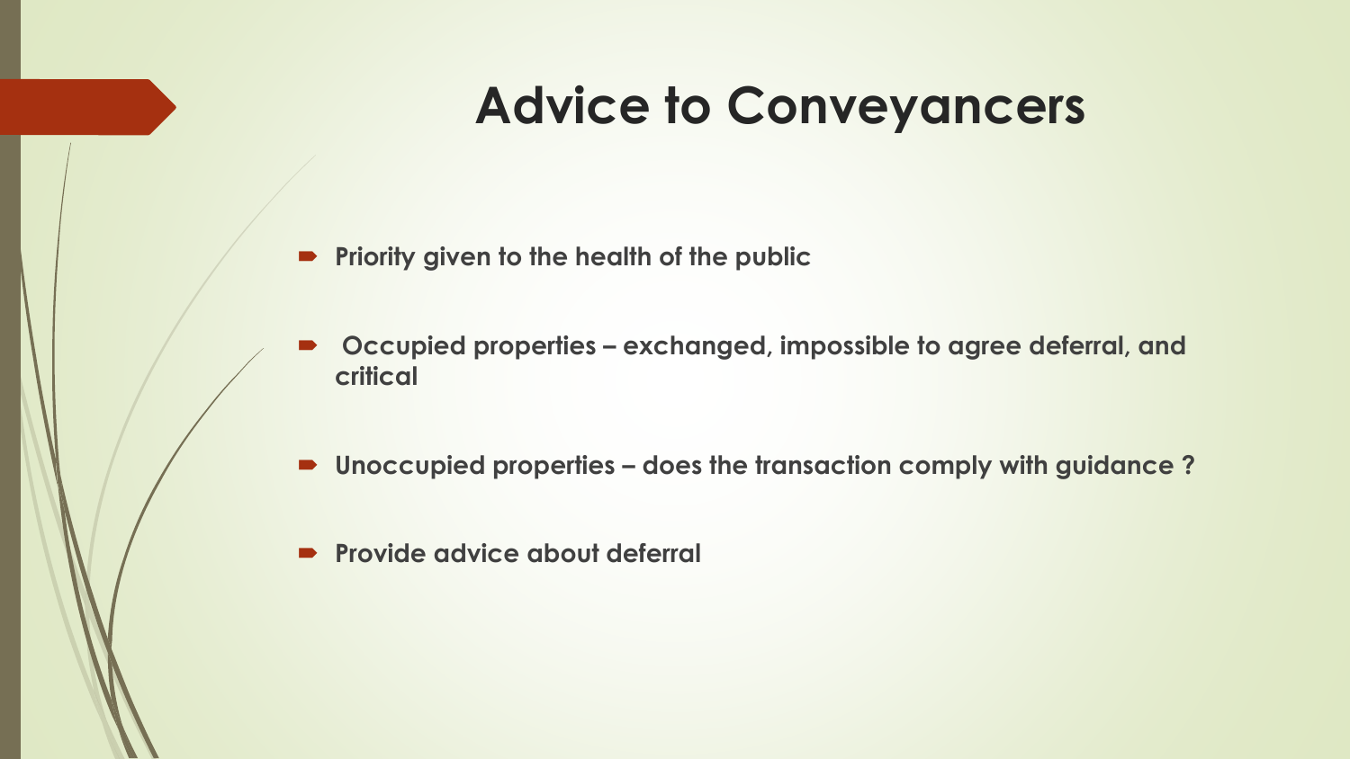# Advice to Conveyancers

- **Priority given to the health of the public**
- **Occupied properties – exchanged, impossible to agree deferral, and critical**
- **Unoccupied properties – does the transaction comply with guidance ?**
- **Provide advice about deferral**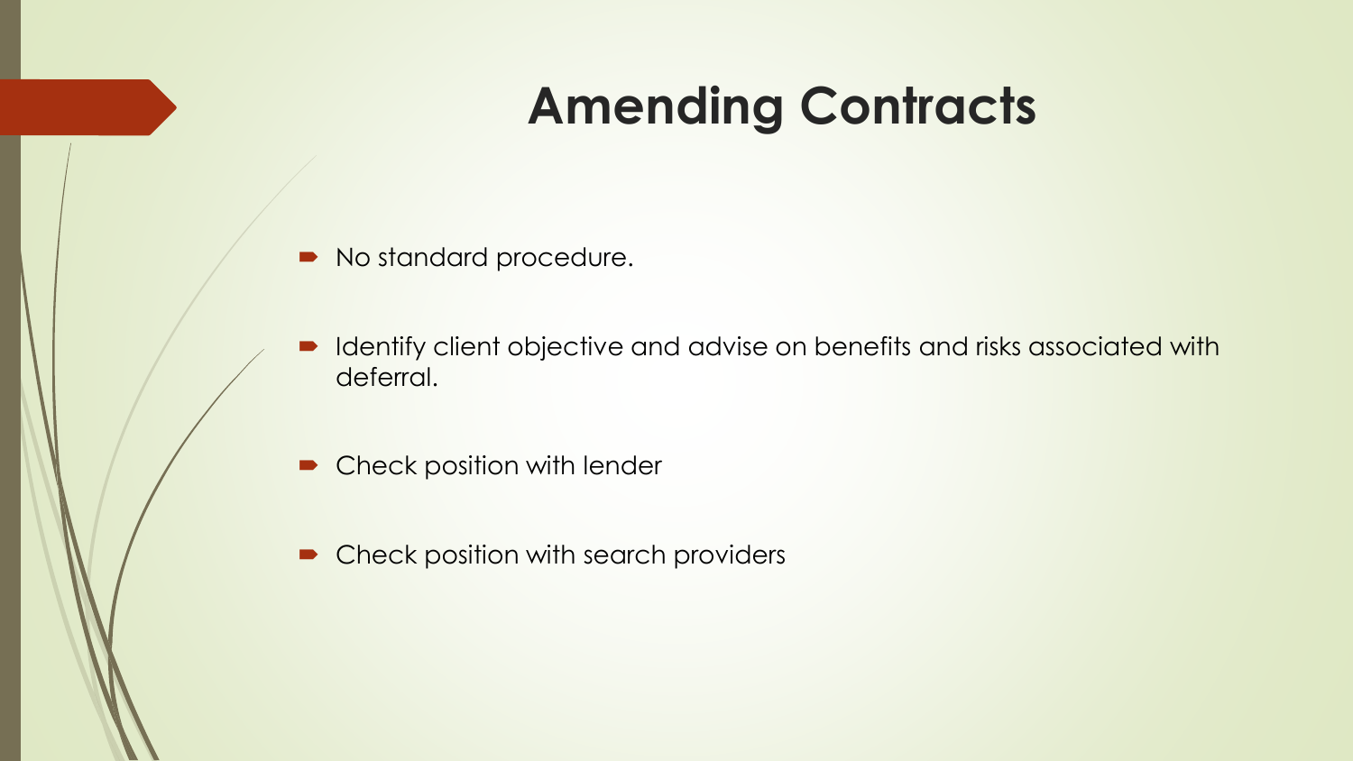# Amending Contracts

- No standard procedure.
- Identify client objective and advise on benefits and risks associated with deferral.
- Check position with lender
- Check position with search providers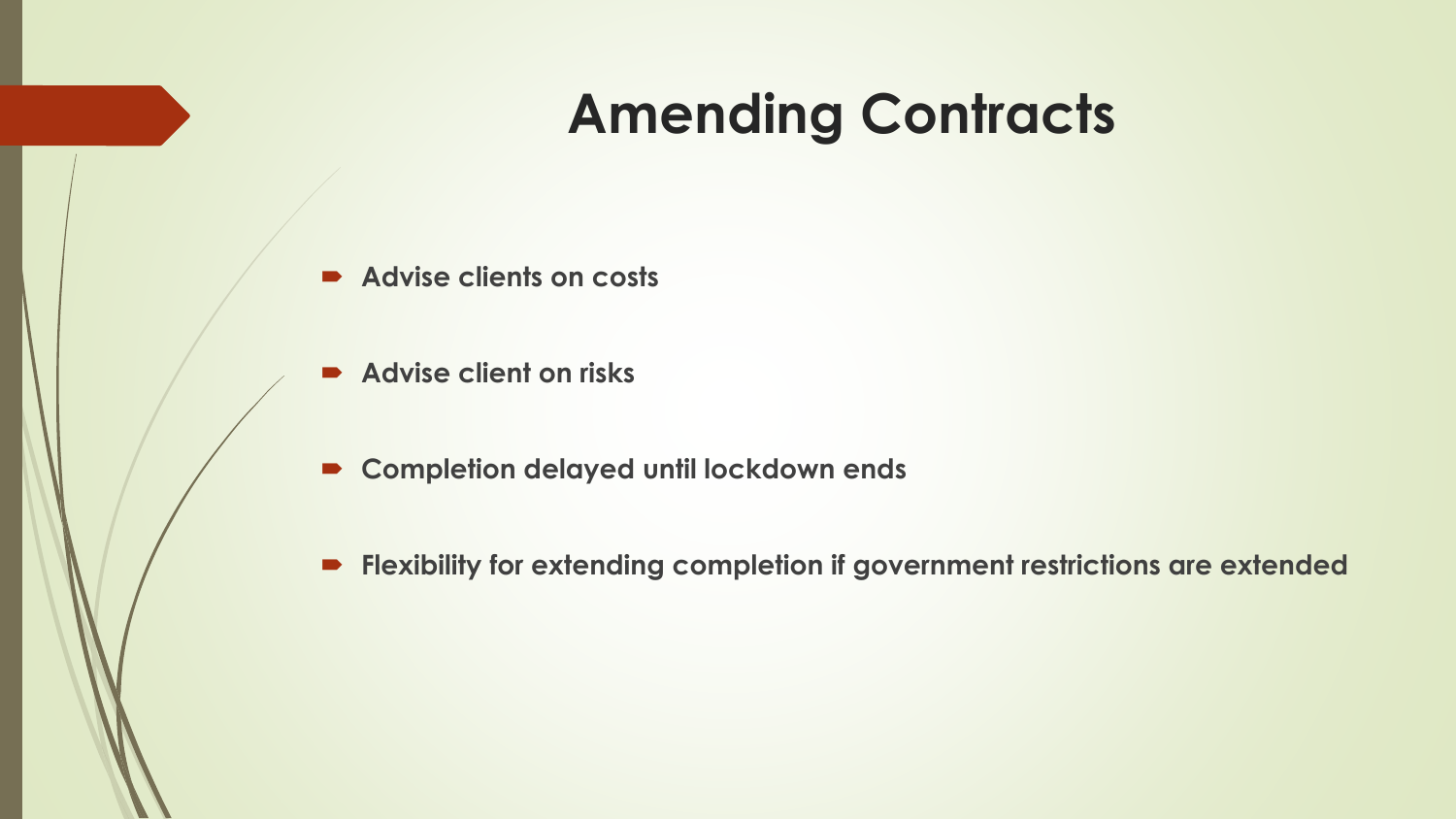# Amending Contracts

- **Advise clients on costs**
- **Advise client on risks**
- **Completion delayed until lockdown ends**
- **Flexibility for extending completion if government restrictions are extended**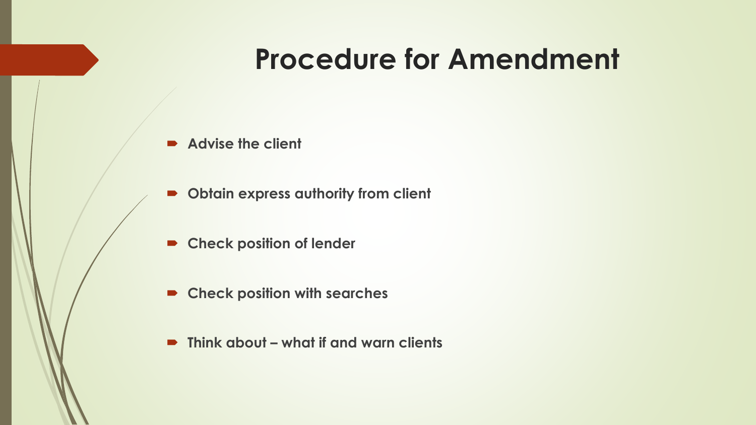# Procedure for Amendment

- **Advise the client**
- **Obtain express authority from client**
- **Check position of lender**
- **Check position with searches**
- **Think about – what if and warn clients**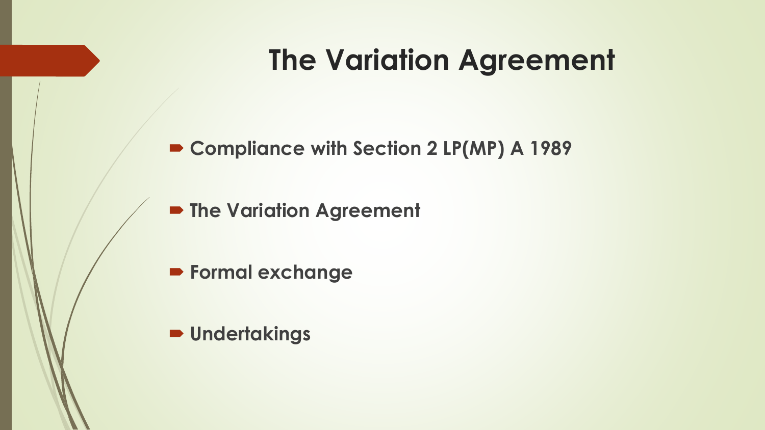# The Variation Agreement

- **Compliance with Section 2 LP(MP) A 1989**
- **The Variation Agreement**
- **Formal exchange**
- **Undertakings**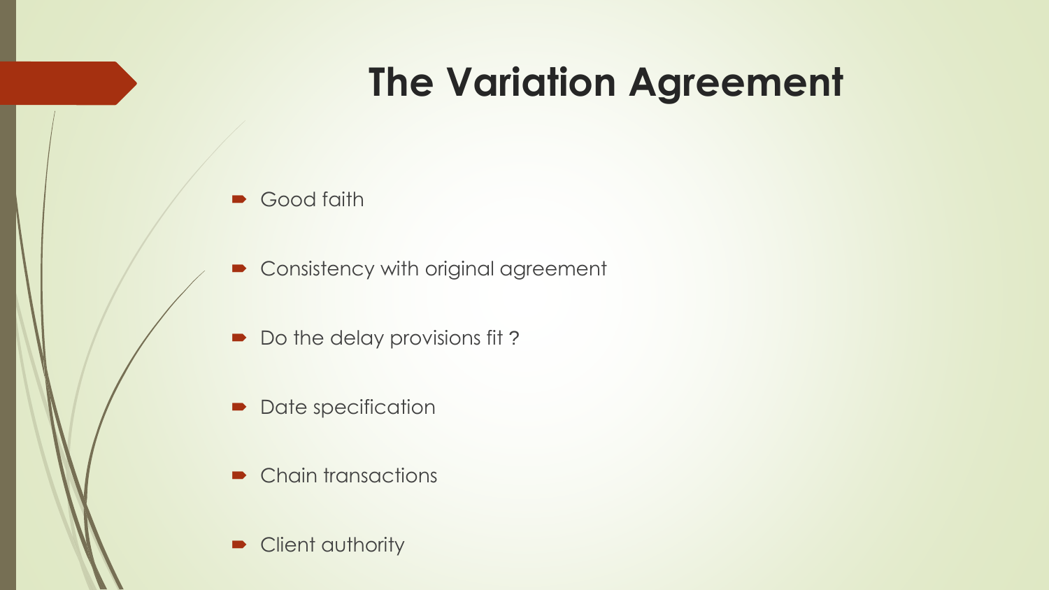# The Variation Agreement

- Good faith
- Consistency with original agreement
- Do the delay provisions fit ?
- Date specification
- Chain transactions
- Client authority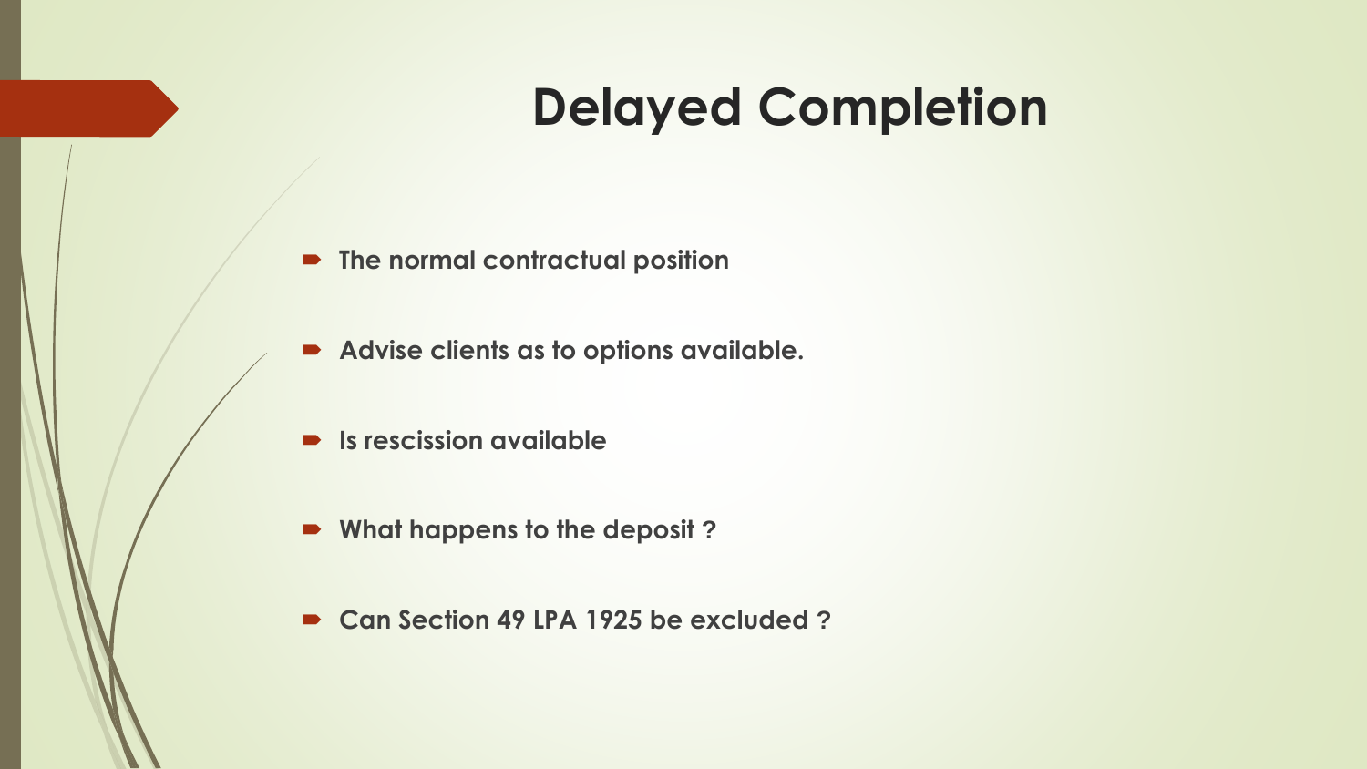# Delayed Completion

- **The normal contractual position**
- **Advise clients as to options available.**
- **Is rescission available**
- **What happens to the deposit ?**
- **Can Section 49 LPA 1925 be excluded ?**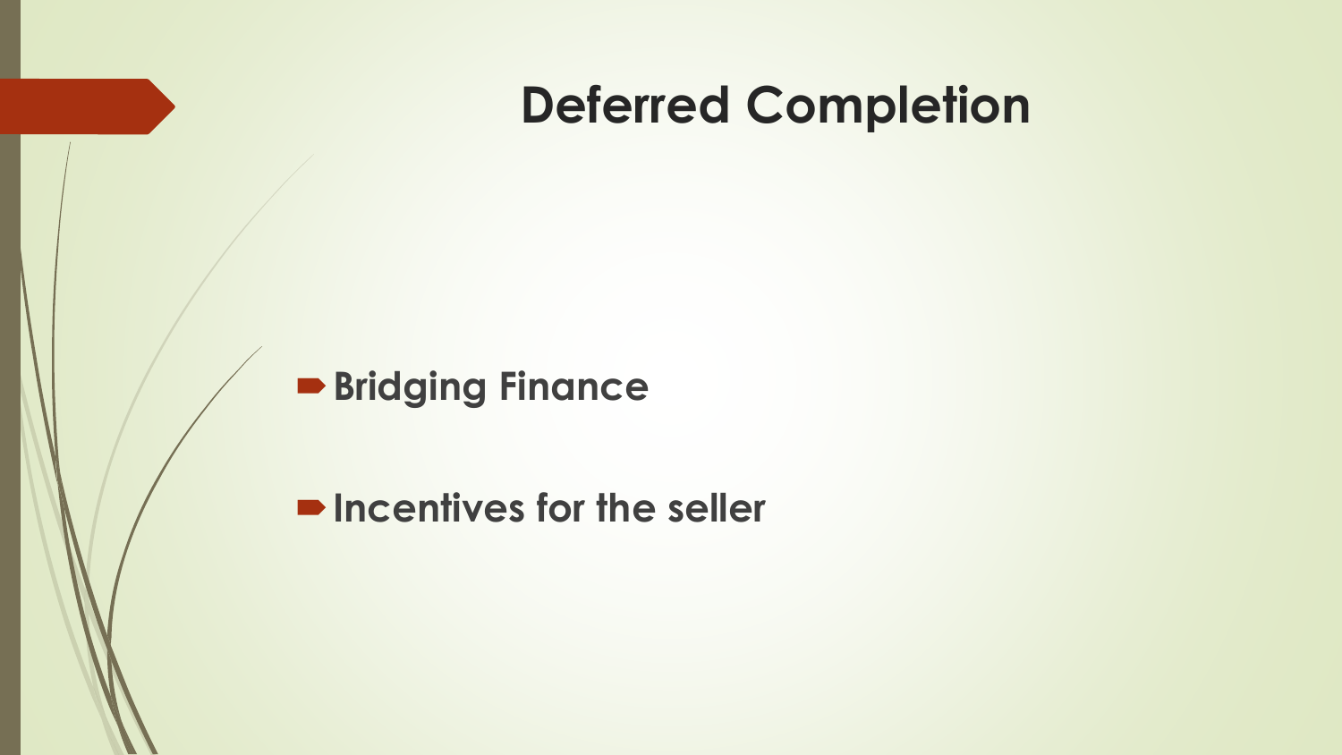# Deferred Completion

- **Bridging Finance**
- **Incentives for the seller**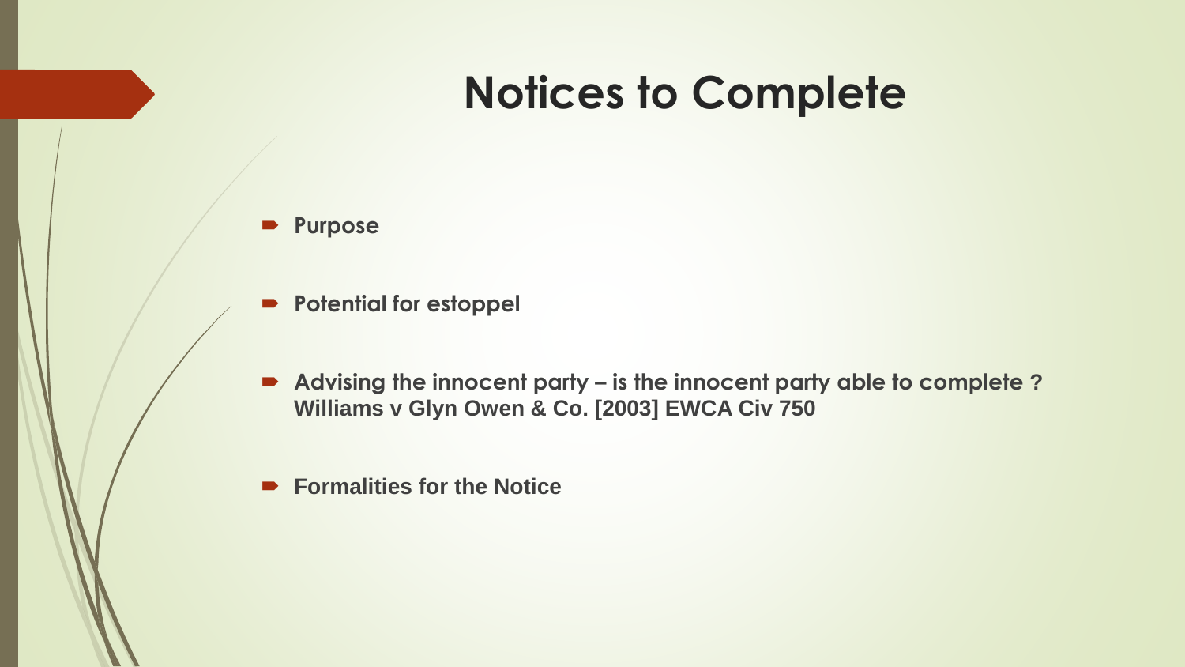# Notices to Complete

- **Purpose**
- **Potential for estoppel**
- **Advising the innocent party – is the innocent party able to complete ? Williams v Glyn Owen & Co. [2003] EWCA Civ 750**
- **Formalities for the Notice**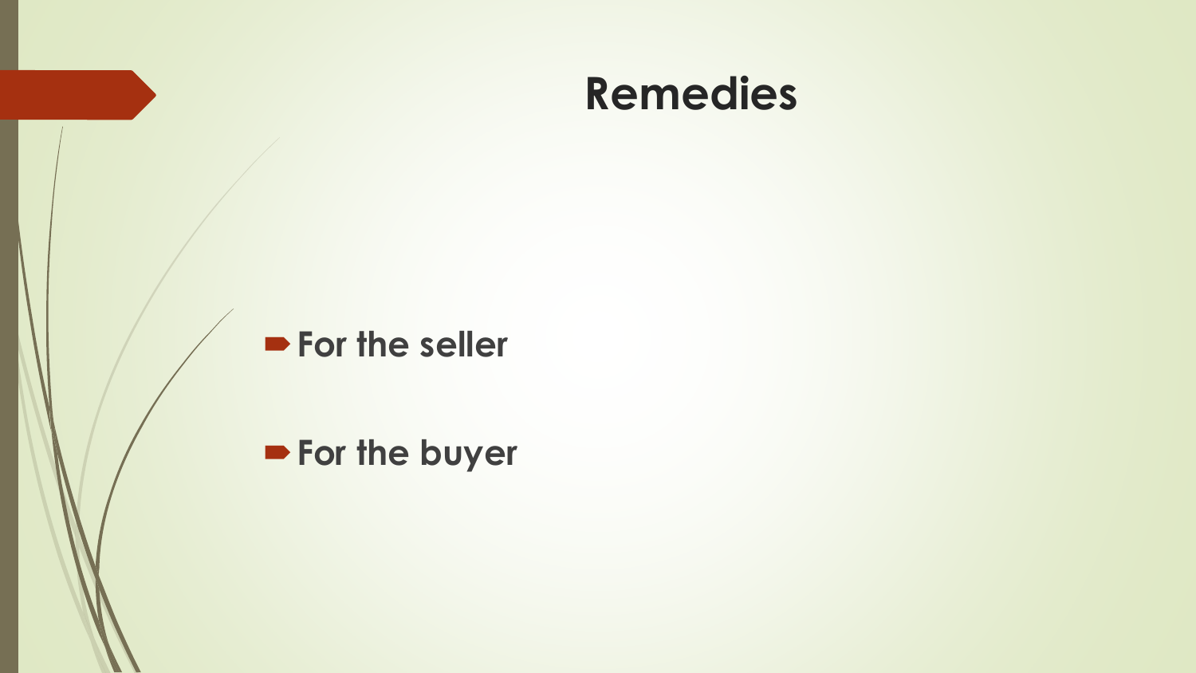# Remedies

- **For the seller**
- **For the buyer**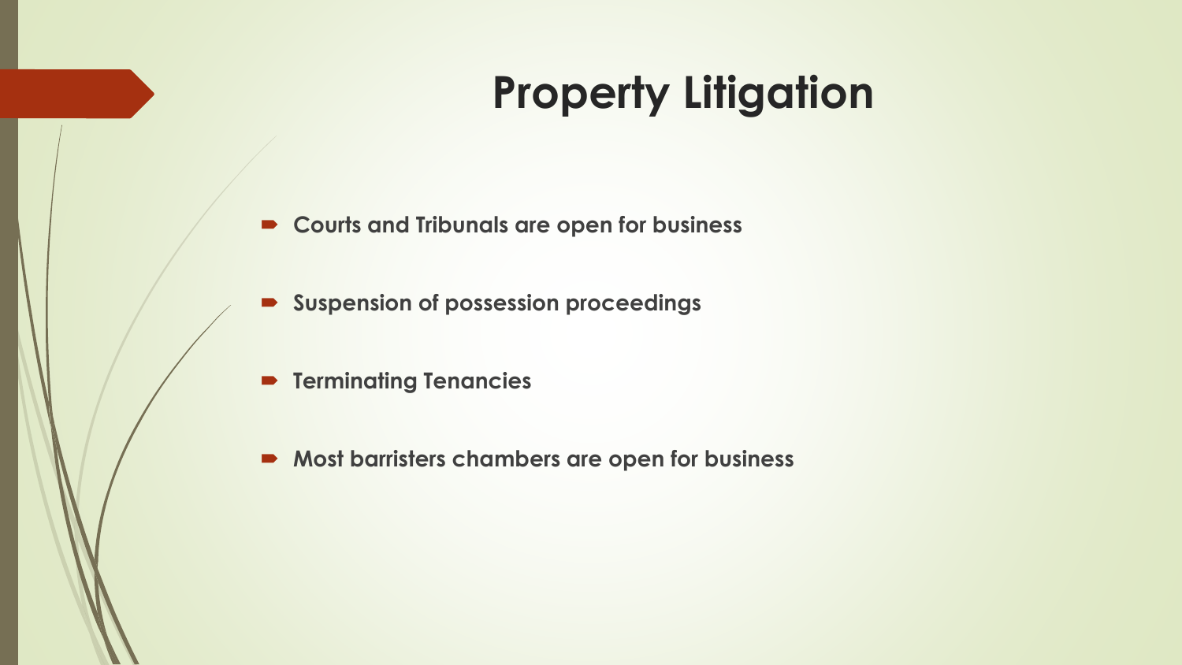# Property Litigation

- **Courts and Tribunals are open for business**
- **Suspension of possession proceedings**
- **Terminating Tenancies**
- **Most barristers chambers are open for business**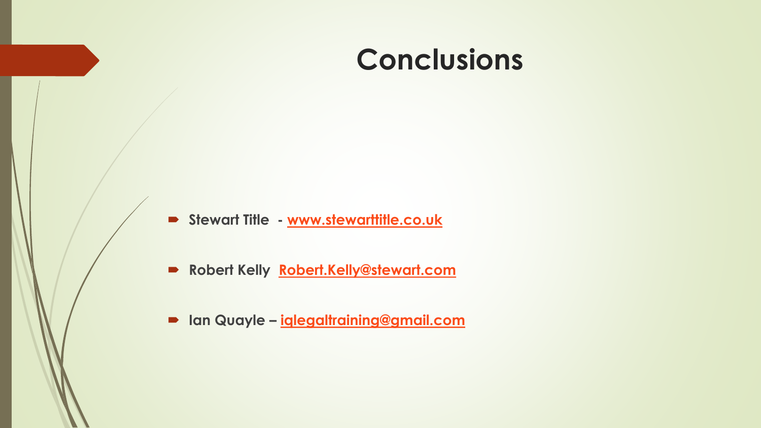# Conclusions

- **Stewart Title - [www.stewarttitle.co.uk](http://www.stewarttitle.co.uk)**
- **Robert Kelly [Robert.Kelly@stewart.com](mailto:Robert.Kelly@stewart.com)**
- **Ian Quayle – [iqlegaltraining@gmail.com](mailto:iqlegaltraining@gmail.com)**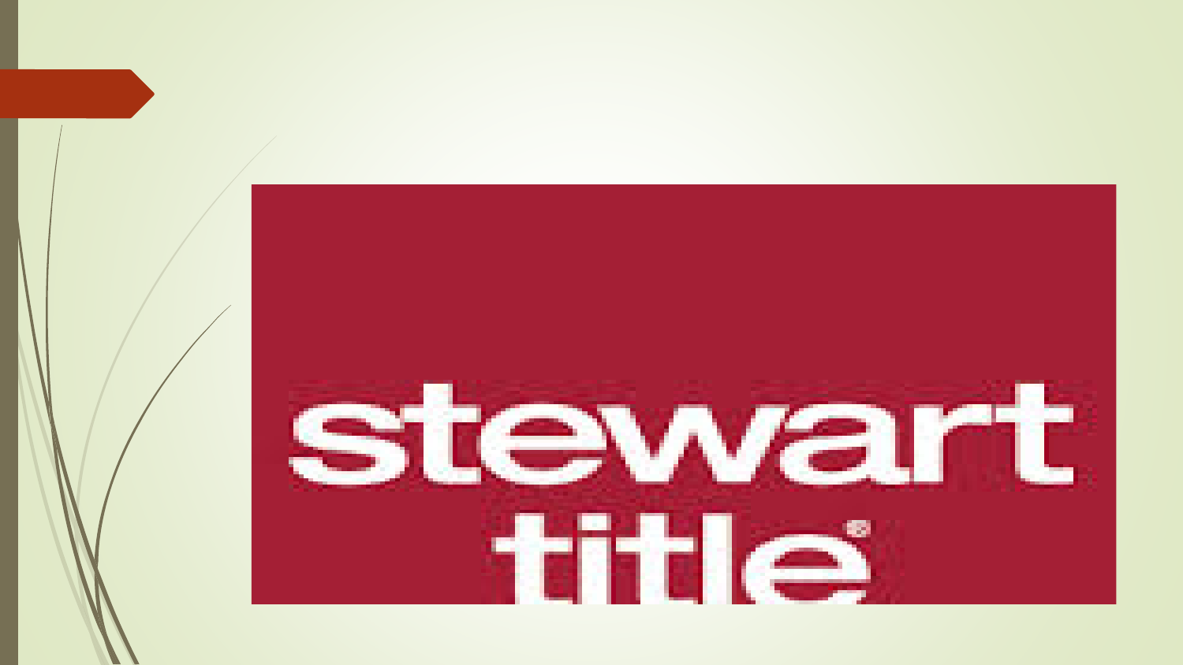stewart title®